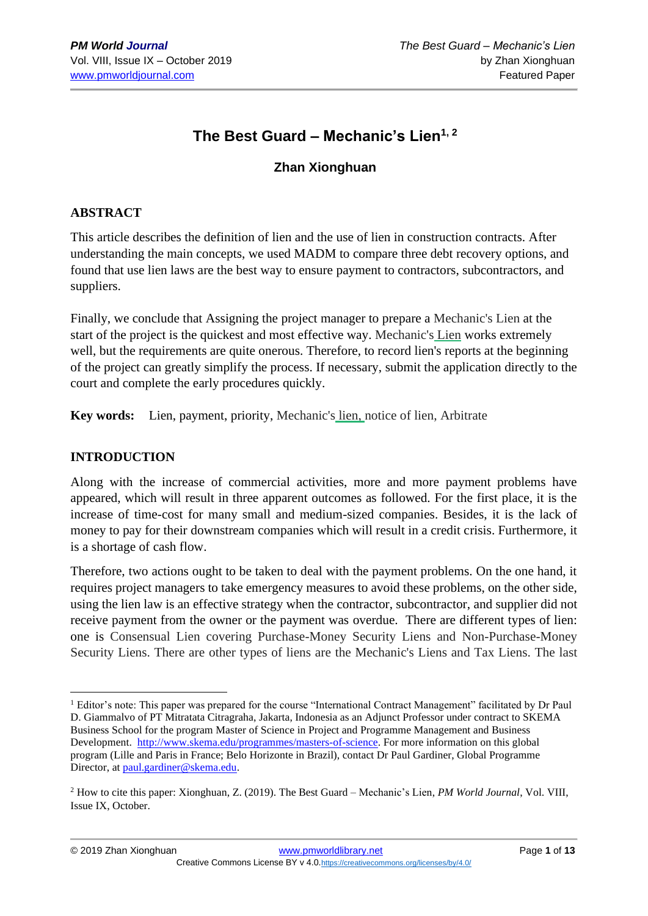# The Best Guard – Mechanic's Lien[1, 2]

**Zhan Xionghuan**

## ABSTRACT

This article describes the definition of lien and the use of lien in construction contracts. After understanding the main concepts, we used MADM to compare three debt recovery options, and found that use lien laws are the best way to ensure payment to contractors, subcontractors, and suppliers.

Finally, we conclude that Assigning the project manager to prepare a Mechanic's Lien at the start of the project is the quickest and most effective way. Mechanic's Lien works extremely well, but the requirements are quite onerous. Therefore, to record lien's reports at the beginning of the project can greatly simplify the process. If necessary, submit the application directly to the court and complete the early procedures quickly.

**Key words:** Lien, payment, priority, Mechanic's lien, notice of lien, Arbitrate

## INTRODUCTION

Along with the increase of commercial activities, more and more payment problems have appeared, which will result in three apparent outcomes as followed. For the first place, it is the increase of time-cost for many small and medium-sized companies. Besides, it is the lack of money to pay for their downstream companies which will result in a credit crisis. Furthermore, it is a shortage of cash flow.

Therefore, two actions ought to be taken to deal with the payment problems. On the one hand, it requires project managers to take emergency measures to avoid these problems, on the other side, using the lien law is an effective strategy when the contractor, subcontractor, and supplier did not receive payment from the owner or the payment was overdue. There are different types of lien: one is Consensual Lien covering Purchase-Money Security Liens and Non-Purchase-Money Security Liens. There are other types of liens are the Mechanic's Liens and Tax Liens. The last

---

[1] Editor's note: This paper was prepared for the course "International Contract Management" facilitated by Dr Paul D. Giammalvo of PT Mitratata Citragraha, Jakarta, Indonesia as an Adjunct Professor under contract to SKEMA Business School for the program Master of Science in Project and Programme Management and Business Development. http://www.skema.edu/programmes/masters-of-science. For more information on this global program (Lille and Paris in France; Belo Horizonte in Brazil), contact Dr Paul Gardiner, Global Programme Director, at paul.gardiner@skema.edu.

[2] How to cite this paper: Xionghuan, Z. (2019). The Best Guard – Mechanic's Lien, *PM World Journal*, Vol. VIII, Issue IX, October.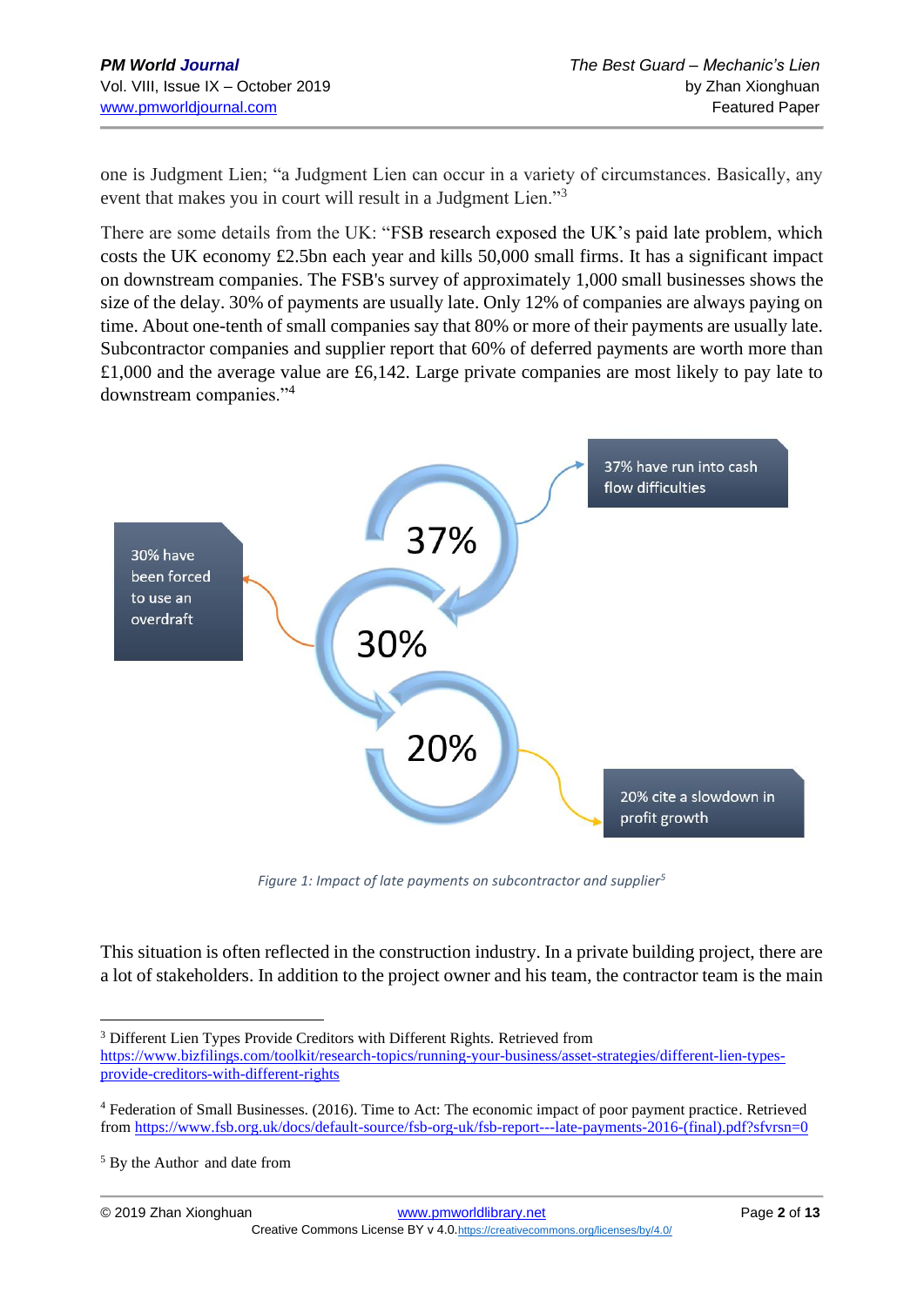one is Judgment Lien; "a Judgment Lien can occur in a variety of circumstances. Basically, any event that makes you in court will result in a Judgment Lien."[3]

There are some details from the UK: "FSB research exposed the UK's paid late problem, which costs the UK economy £2.5bn each year and kills 50,000 small firms. It has a significant impact on downstream companies. The FSB's survey of approximately 1,000 small businesses shows the size of the delay. 30% of payments are usually late. Only 12% of companies are always paying on time. About one-tenth of small companies say that 80% or more of their payments are usually late. Subcontractor companies and supplier report that 60% of deferred payments are worth more than £1,000 and the average value are £6,142. Large private companies are most likely to pay late to downstream companies."[4]

37% — 37% have run into cash flow difficulties

30% — 30% have been forced to use an overdraft

20% — 20% cite a slowdown in profit growth

*Figure 1: Impact of late payments on subcontractor and supplier*[5]

This situation is often reflected in the construction industry. In a private building project, there are a lot of stakeholders. In addition to the project owner and his team, the contractor team is the main

---

[3] Different Lien Types Provide Creditors with Different Rights. Retrieved from https://www.bizfilings.com/toolkit/research-topics/running-your-business/asset-strategies/different-lien-types-provide-creditors-with-different-rights

[4] Federation of Small Businesses. (2016). Time to Act: The economic impact of poor payment practice. Retrieved from https://www.fsb.org.uk/docs/default-source/fsb-org-uk/fsb-report---late-payments-2016-(final).pdf?sfvrsn=0

[5] By the Author and date from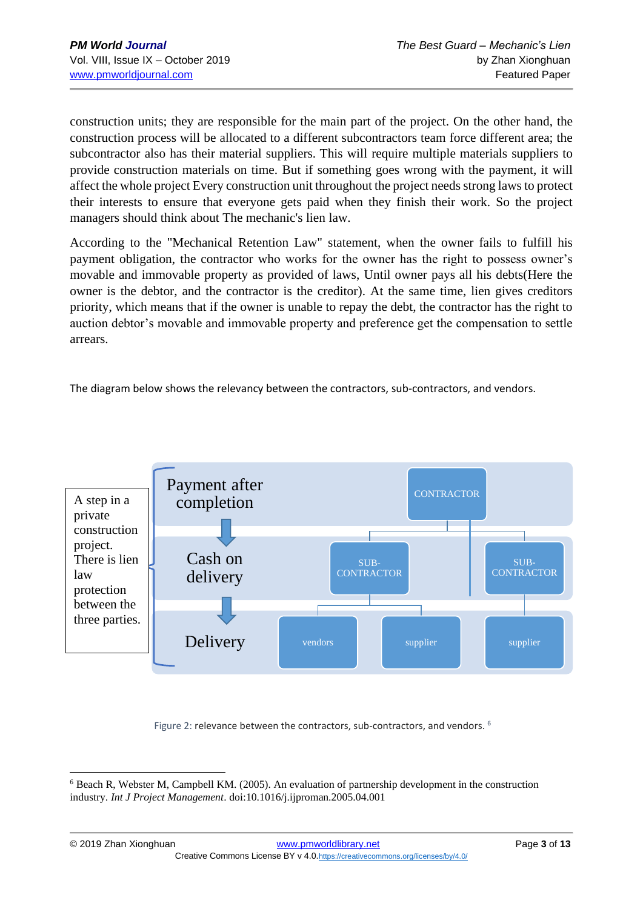construction units; they are responsible for the main part of the project. On the other hand, the construction process will be allocated to a different subcontractors team force different area; the subcontractor also has their material suppliers. This will require multiple materials suppliers to provide construction materials on time. But if something goes wrong with the payment, it will affect the whole project Every construction unit throughout the project needs strong laws to protect their interests to ensure that everyone gets paid when they finish their work. So the project managers should think about The mechanic's lien law.

According to the "Mechanical Retention Law" statement, when the owner fails to fulfill his payment obligation, the contractor who works for the owner has the right to possess owner's movable and immovable property as provided of laws, Until owner pays all his debts(Here the owner is the debtor, and the contractor is the creditor). At the same time, lien gives creditors priority, which means that if the owner is unable to repay the debt, the contractor has the right to auction debtor's movable and immovable property and preference get the compensation to settle arrears.

The diagram below shows the relevancy between the contractors, sub-contractors, and vendors.

A step in a private construction project. There is lien law protection between the three parties.

Payment after completion

Cash on delivery

Delivery

CONTRACTOR

SUB-CONTRACTOR

SUB-CONTRACTOR

vendors

supplier

supplier

Figure 2: relevance between the contractors, sub-contractors, and vendors. [6]

[6] Beach R, Webster M, Campbell KM. (2005). An evaluation of partnership development in the construction industry. *Int J Project Management*. doi:10.1016/j.ijproman.2005.04.001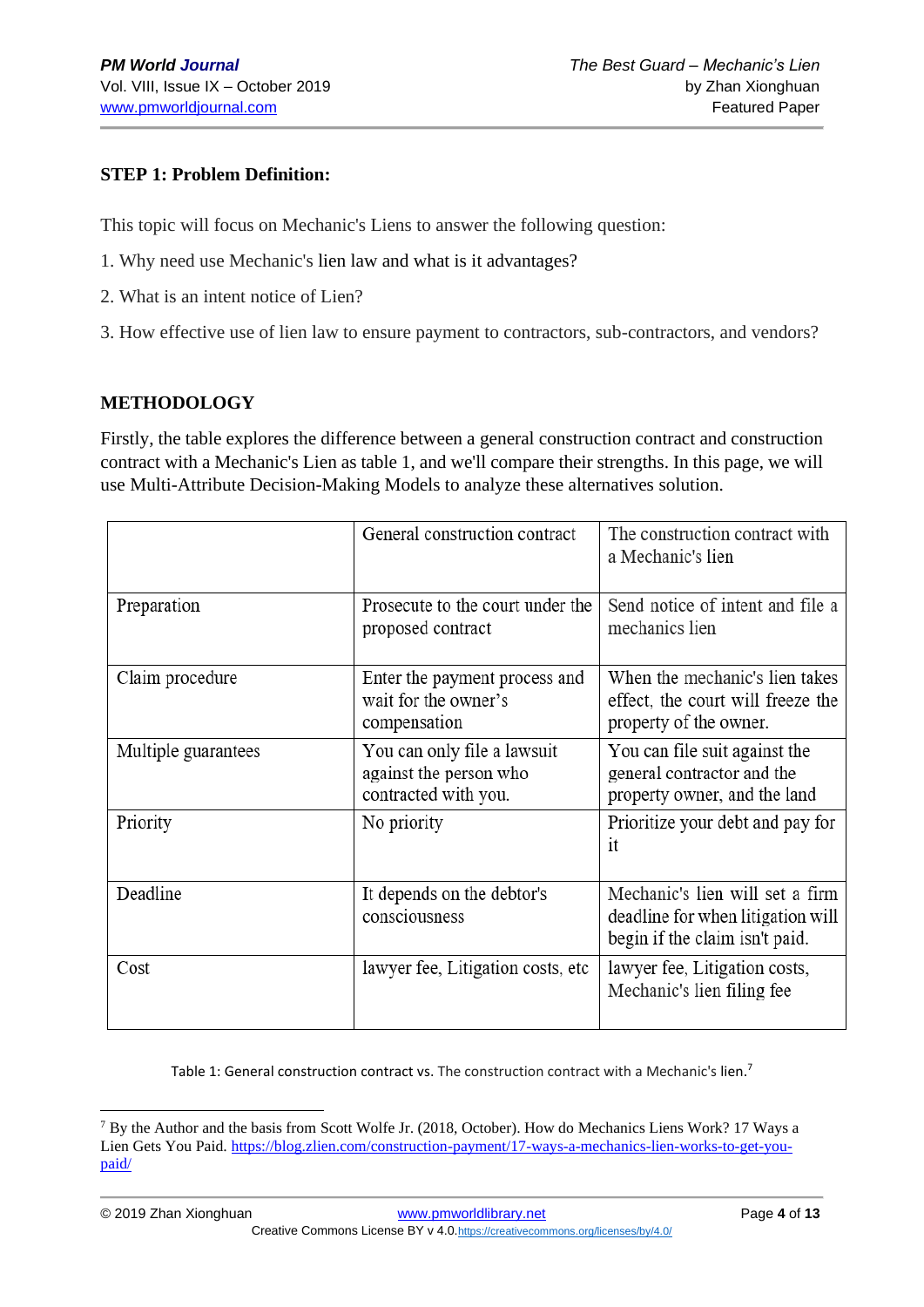**STEP 1: Problem Definition:**

This topic will focus on Mechanic's Liens to answer the following question:

1. Why need use Mechanic's lien law and what is it advantages?

2. What is an intent notice of Lien?

3. How effective use of lien law to ensure payment to contractors, sub-contractors, and vendors?

**METHODOLOGY**

Firstly, the table explores the difference between a general construction contract and construction contract with a Mechanic's Lien as table 1, and we'll compare their strengths. In this page, we will use Multi-Attribute Decision-Making Models to analyze these alternatives solution.

| | General construction contract | The construction contract with a Mechanic's lien |
|---|---|---|
| Preparation | Prosecute to the court under the proposed contract | Send notice of intent and file a mechanics lien |
| Claim procedure | Enter the payment process and wait for the owner's compensation | When the mechanic's lien takes effect, the court will freeze the property of the owner. |
| Multiple guarantees | You can only file a lawsuit against the person who contracted with you. | You can file suit against the general contractor and the property owner, and the land |
| Priority | No priority | Prioritize your debt and pay for it |
| Deadline | It depends on the debtor's consciousness | Mechanic's lien will set a firm deadline for when litigation will begin if the claim isn't paid. |
| Cost | lawyer fee, Litigation costs, etc | lawyer fee, Litigation costs, Mechanic's lien filing fee |

Table 1: General construction contract vs. The construction contract with a Mechanic's lien.[7]

---

[7] By the Author and the basis from Scott Wolfe Jr. (2018, October). How do Mechanics Liens Work? 17 Ways a Lien Gets You Paid. https://blog.zlien.com/construction-payment/17-ways-a-mechanics-lien-works-to-get-you-paid/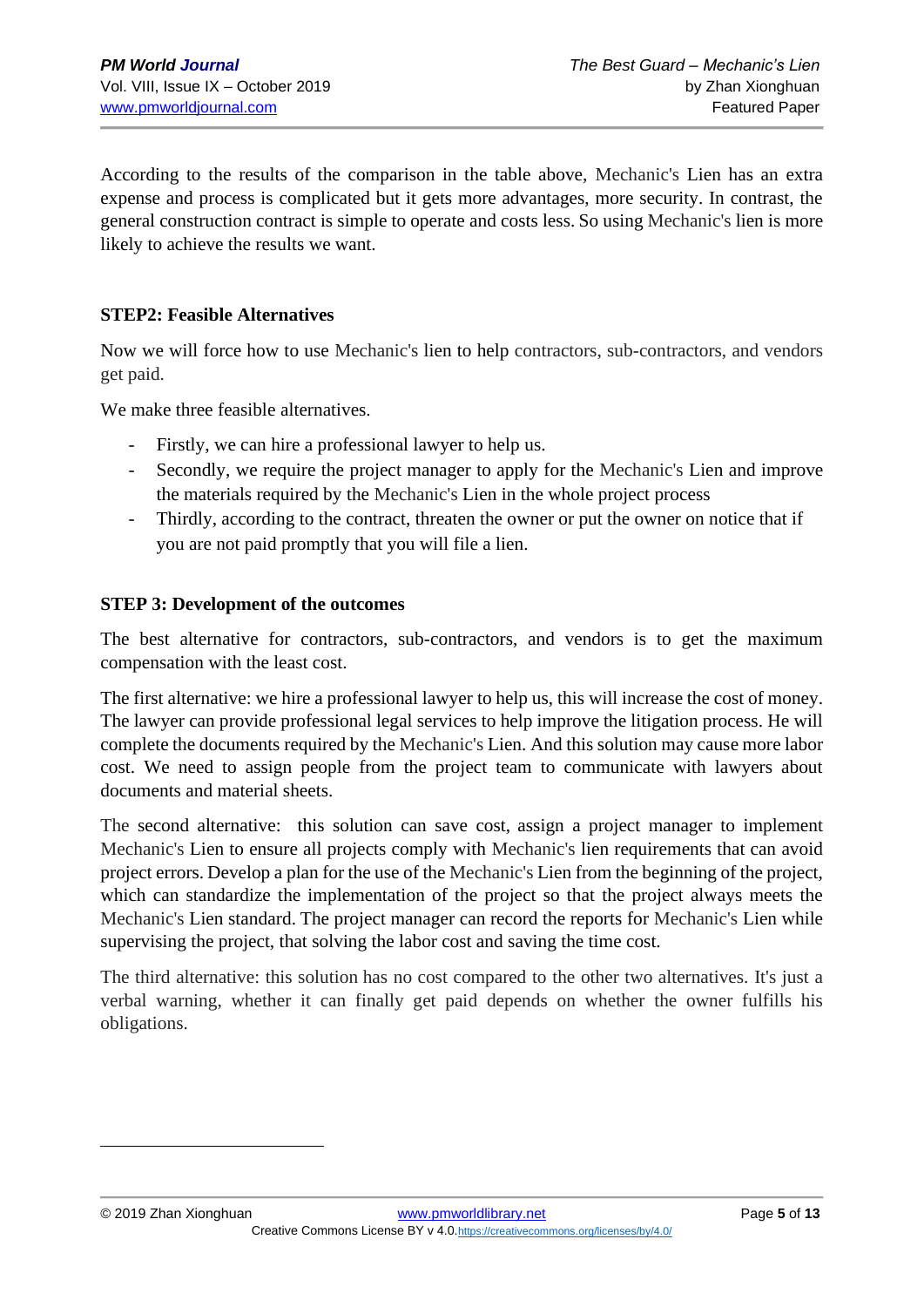According to the results of the comparison in the table above, Mechanic's Lien has an extra expense and process is complicated but it gets more advantages, more security. In contrast, the general construction contract is simple to operate and costs less. So using Mechanic's lien is more likely to achieve the results we want.

**STEP2: Feasible Alternatives**

Now we will force how to use Mechanic's lien to help contractors, sub-contractors, and vendors get paid.

We make three feasible alternatives.

- Firstly, we can hire a professional lawyer to help us.
- Secondly, we require the project manager to apply for the Mechanic's Lien and improve the materials required by the Mechanic's Lien in the whole project process
- Thirdly, according to the contract, threaten the owner or put the owner on notice that if you are not paid promptly that you will file a lien.

**STEP 3: Development of the outcomes**

The best alternative for contractors, sub-contractors, and vendors is to get the maximum compensation with the least cost.

The first alternative: we hire a professional lawyer to help us, this will increase the cost of money. The lawyer can provide professional legal services to help improve the litigation process. He will complete the documents required by the Mechanic's Lien. And this solution may cause more labor cost. We need to assign people from the project team to communicate with lawyers about documents and material sheets.

The second alternative: this solution can save cost, assign a project manager to implement Mechanic's Lien to ensure all projects comply with Mechanic's lien requirements that can avoid project errors. Develop a plan for the use of the Mechanic's Lien from the beginning of the project, which can standardize the implementation of the project so that the project always meets the Mechanic's Lien standard. The project manager can record the reports for Mechanic's Lien while supervising the project, that solving the labor cost and saving the time cost.

The third alternative: this solution has no cost compared to the other two alternatives. It's just a verbal warning, whether it can finally get paid depends on whether the owner fulfills his obligations.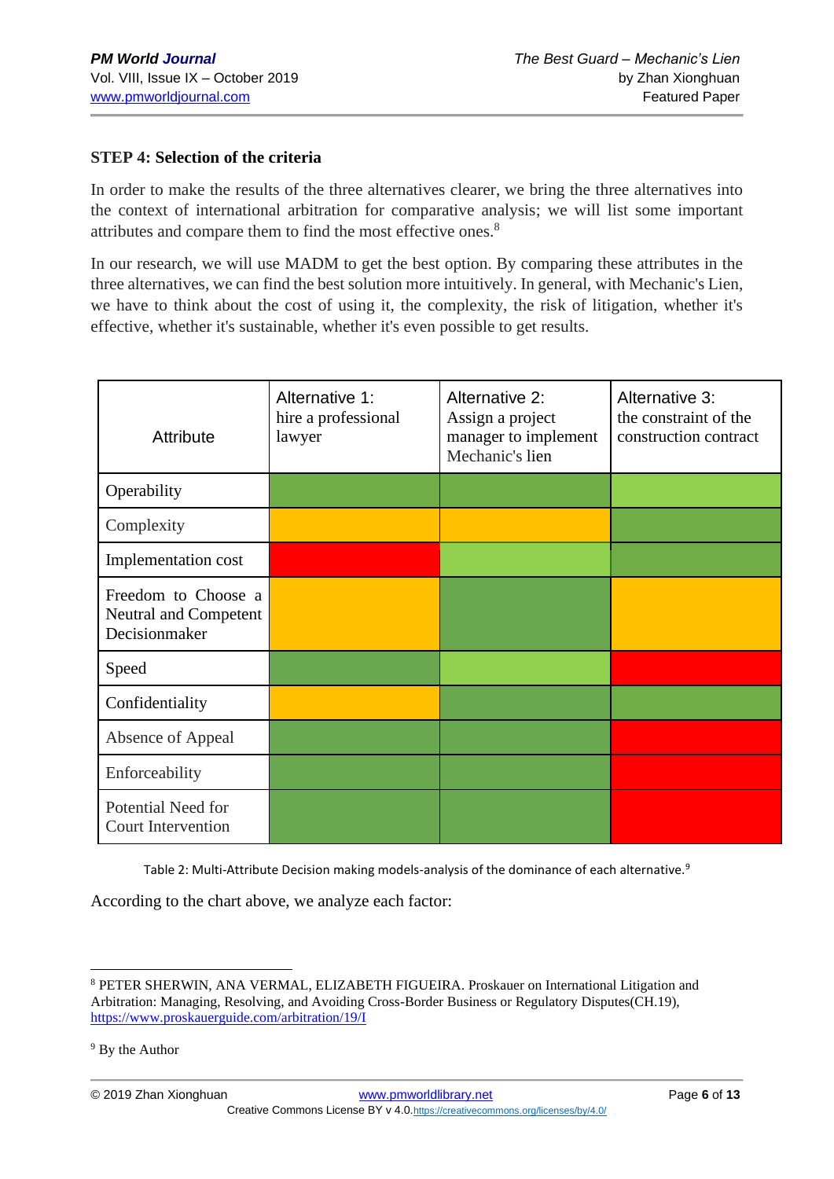**STEP 4: Selection of the criteria**

In order to make the results of the three alternatives clearer, we bring the three alternatives into the context of international arbitration for comparative analysis; we will list some important attributes and compare them to find the most effective ones.[8]

In our research, we will use MADM to get the best option. By comparing these attributes in the three alternatives, we can find the best solution more intuitively. In general, with Mechanic's Lien, we have to think about the cost of using it, the complexity, the risk of litigation, whether it's effective, whether it's sustainable, whether it's even possible to get results.

| Attribute | Alternative 1: hire a professional lawyer | Alternative 2: Assign a project manager to implement Mechanic's lien | Alternative 3: the constraint of the construction contract |
|---|---|---|---|
| Operability | (green) | (green) | (light green) |
| Complexity | (amber) | (amber) | (green) |
| Implementation cost | (red) | (light green) | (green) |
| Freedom to Choose a Neutral and Competent Decisionmaker | (amber) | (green) | (amber) |
| Speed | (green) | (light green) | (red) |
| Confidentiality | (amber) | (green) | (green) |
| Absence of Appeal | (green) | (green) | (red) |
| Enforceability | (green) | (green) | (red) |
| Potential Need for Court Intervention | (green) | (green) | (red) |

Table 2: Multi-Attribute Decision making models-analysis of the dominance of each alternative.[9]

According to the chart above, we analyze each factor:

---

[8] PETER SHERWIN, ANA VERMAL, ELIZABETH FIGUEIRA. Proskauer on International Litigation and Arbitration: Managing, Resolving, and Avoiding Cross-Border Business or Regulatory Disputes(CH.19), https://www.proskauerguide.com/arbitration/19/I

[9] By the Author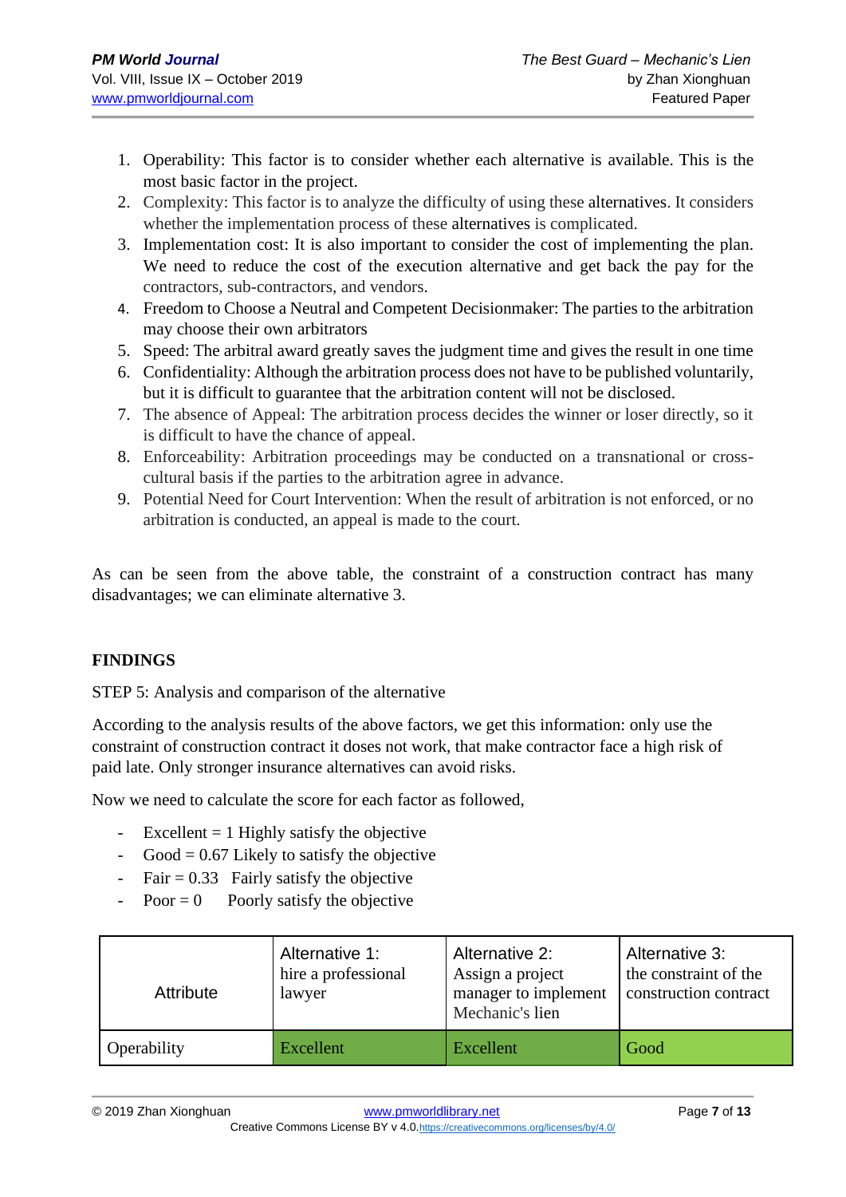1. Operability: This factor is to consider whether each alternative is available. This is the most basic factor in the project.
2. Complexity: This factor is to analyze the difficulty of using these alternatives. It considers whether the implementation process of these alternatives is complicated.
3. Implementation cost: It is also important to consider the cost of implementing the plan. We need to reduce the cost of the execution alternative and get back the pay for the contractors, sub-contractors, and vendors.
4. Freedom to Choose a Neutral and Competent Decisionmaker: The parties to the arbitration may choose their own arbitrators
5. Speed: The arbitral award greatly saves the judgment time and gives the result in one time
6. Confidentiality: Although the arbitration process does not have to be published voluntarily, but it is difficult to guarantee that the arbitration content will not be disclosed.
7. The absence of Appeal: The arbitration process decides the winner or loser directly, so it is difficult to have the chance of appeal.
8. Enforceability: Arbitration proceedings may be conducted on a transnational or cross-cultural basis if the parties to the arbitration agree in advance.
9. Potential Need for Court Intervention: When the result of arbitration is not enforced, or no arbitration is conducted, an appeal is made to the court.

As can be seen from the above table, the constraint of a construction contract has many disadvantages; we can eliminate alternative 3.

## FINDINGS

STEP 5: Analysis and comparison of the alternative

According to the analysis results of the above factors, we get this information: only use the constraint of construction contract it doses not work, that make contractor face a high risk of paid late. Only stronger insurance alternatives can avoid risks.

Now we need to calculate the score for each factor as followed,

- Excellent = 1 Highly satisfy the objective
- Good = 0.67 Likely to satisfy the objective
- Fair = 0.33 Fairly satisfy the objective
- Poor = 0 Poorly satisfy the objective

| Attribute | Alternative 1: hire a professional lawyer | Alternative 2: Assign a project manager to implement Mechanic's lien | Alternative 3: the constraint of the construction contract |
|---|---|---|---|
| Operability | Excellent | Excellent | Good |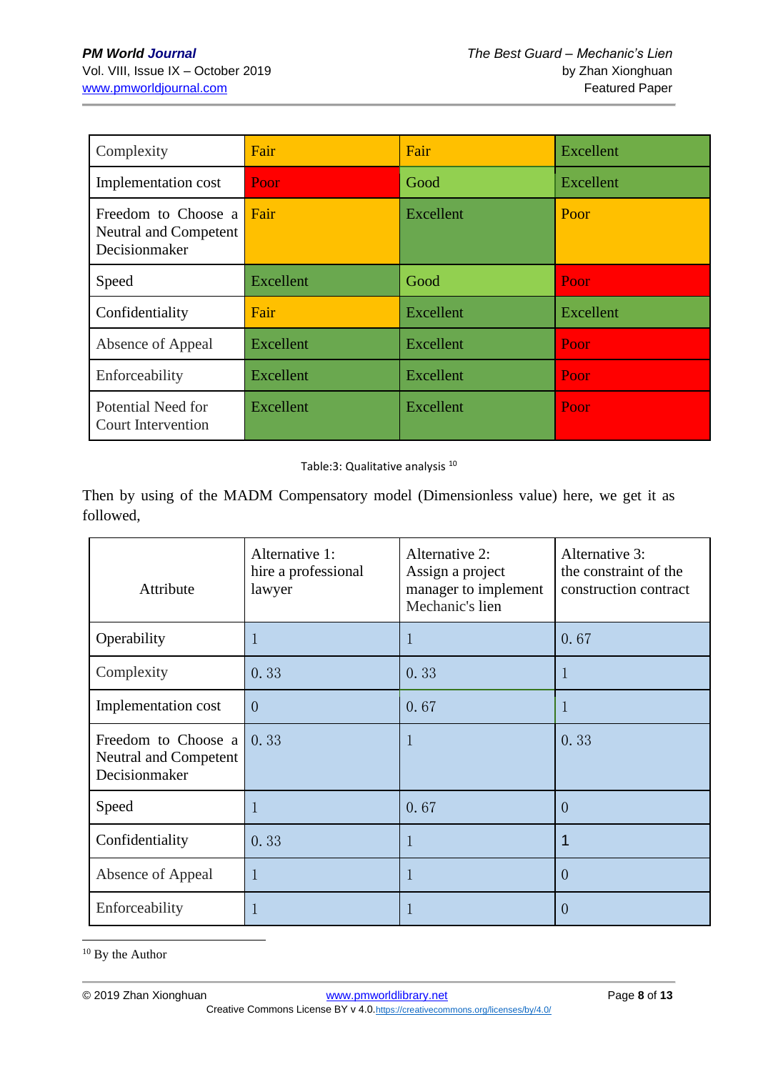| Complexity | Fair | Fair | Excellent |
|---|---|---|---|
| Implementation cost | Poor | Good | Excellent |
| Freedom to Choose a Neutral and Competent Decisionmaker | Fair | Excellent | Poor |
| Speed | Excellent | Good | Poor |
| Confidentiality | Fair | Excellent | Excellent |
| Absence of Appeal | Excellent | Excellent | Poor |
| Enforceability | Excellent | Excellent | Poor |
| Potential Need for Court Intervention | Excellent | Excellent | Poor |

Table:3: Qualitative analysis [10]

Then by using of the MADM Compensatory model (Dimensionless value) here, we get it as followed,

| Attribute | Alternative 1: hire a professional lawyer | Alternative 2: Assign a project manager to implement Mechanic's lien | Alternative 3: the constraint of the construction contract |
|---|---|---|---|
| Operability | 1 | 1 | 0. 67 |
| Complexity | 0. 33 | 0. 33 | 1 |
| Implementation cost | 0 | 0. 67 | 1 |
| Freedom to Choose a Neutral and Competent Decisionmaker | 0. 33 | 1 | 0. 33 |
| Speed | 1 | 0. 67 | 0 |
| Confidentiality | 0. 33 | 1 | 1 |
| Absence of Appeal | 1 | 1 | 0 |
| Enforceability | 1 | 1 | 0 |

[10] By the Author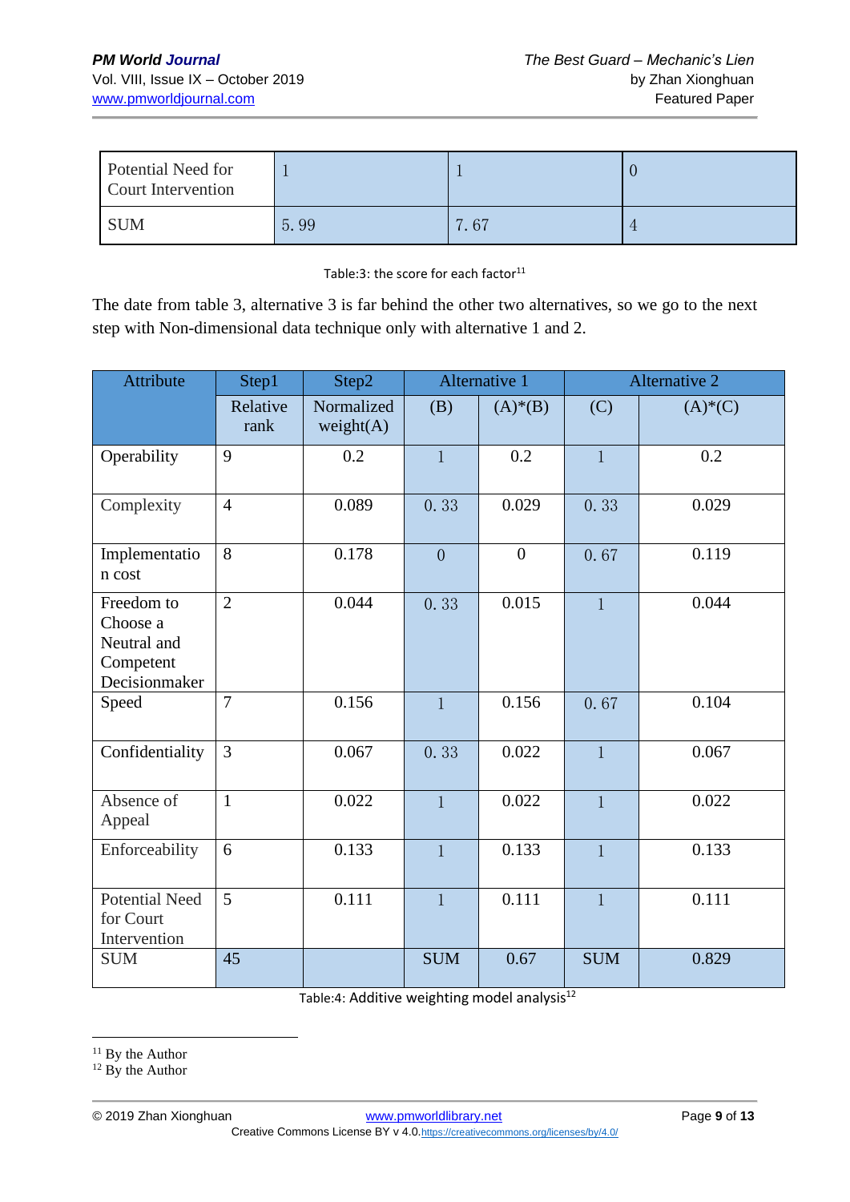| Potential Need for Court Intervention | 1 | 1 | 0 |
|---|---|---|---|
| SUM | 5. 99 | 7. 67 | 4 |

Table:3: the score for each factor[11]

The date from table 3, alternative 3 is far behind the other two alternatives, so we go to the next step with Non-dimensional data technique only with alternative 1 and 2.

| Attribute | Step1 | Step2 | Alternative 1 | | Alternative 2 | |
|---|---|---|---|---|---|---|
| | Relative rank | Normalized weight(A) | (B) | (A)*(B) | (C) | (A)*(C) |
| Operability | 9 | 0.2 | 1 | 0.2 | 1 | 0.2 |
| Complexity | 4 | 0.089 | 0. 33 | 0.029 | 0. 33 | 0.029 |
| Implementation cost | 8 | 0.178 | 0 | 0 | 0. 67 | 0.119 |
| Freedom to Choose a Neutral and Competent Decisionmaker | 2 | 0.044 | 0. 33 | 0.015 | 1 | 0.044 |
| Speed | 7 | 0.156 | 1 | 0.156 | 0. 67 | 0.104 |
| Confidentiality | 3 | 0.067 | 0. 33 | 0.022 | 1 | 0.067 |
| Absence of Appeal | 1 | 0.022 | 1 | 0.022 | 1 | 0.022 |
| Enforceability | 6 | 0.133 | 1 | 0.133 | 1 | 0.133 |
| Potential Need for Court Intervention | 5 | 0.111 | 1 | 0.111 | 1 | 0.111 |
| SUM | 45 | | SUM | 0.67 | SUM | 0.829 |

Table:4: Additive weighting model analysis[12]

[11] By the Author

[12] By the Author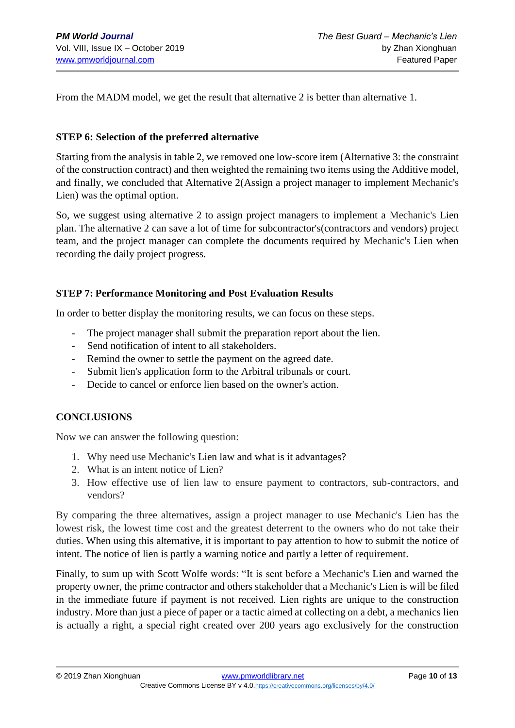From the MADM model, we get the result that alternative 2 is better than alternative 1.

**STEP 6: Selection of the preferred alternative**

Starting from the analysis in table 2, we removed one low-score item (Alternative 3: the constraint of the construction contract) and then weighted the remaining two items using the Additive model, and finally, we concluded that Alternative 2(Assign a project manager to implement Mechanic's Lien) was the optimal option.

So, we suggest using alternative 2 to assign project managers to implement a Mechanic's Lien plan. The alternative 2 can save a lot of time for subcontractor's(contractors and vendors) project team, and the project manager can complete the documents required by Mechanic's Lien when recording the daily project progress.

**STEP 7: Performance Monitoring and Post Evaluation Results**

In order to better display the monitoring results, we can focus on these steps.

- The project manager shall submit the preparation report about the lien.
- Send notification of intent to all stakeholders.
- Remind the owner to settle the payment on the agreed date.
- Submit lien's application form to the Arbitral tribunals or court.
- Decide to cancel or enforce lien based on the owner's action.

**CONCLUSIONS**

Now we can answer the following question:

1. Why need use Mechanic's Lien law and what is it advantages?
2. What is an intent notice of Lien?
3. How effective use of lien law to ensure payment to contractors, sub-contractors, and vendors?

By comparing the three alternatives, assign a project manager to use Mechanic's Lien has the lowest risk, the lowest time cost and the greatest deterrent to the owners who do not take their duties. When using this alternative, it is important to pay attention to how to submit the notice of intent. The notice of lien is partly a warning notice and partly a letter of requirement.

Finally, to sum up with Scott Wolfe words: "It is sent before a Mechanic's Lien and warned the property owner, the prime contractor and others stakeholder that a Mechanic's Lien is will be filed in the immediate future if payment is not received. Lien rights are unique to the construction industry. More than just a piece of paper or a tactic aimed at collecting on a debt, a mechanics lien is actually a right, a special right created over 200 years ago exclusively for the construction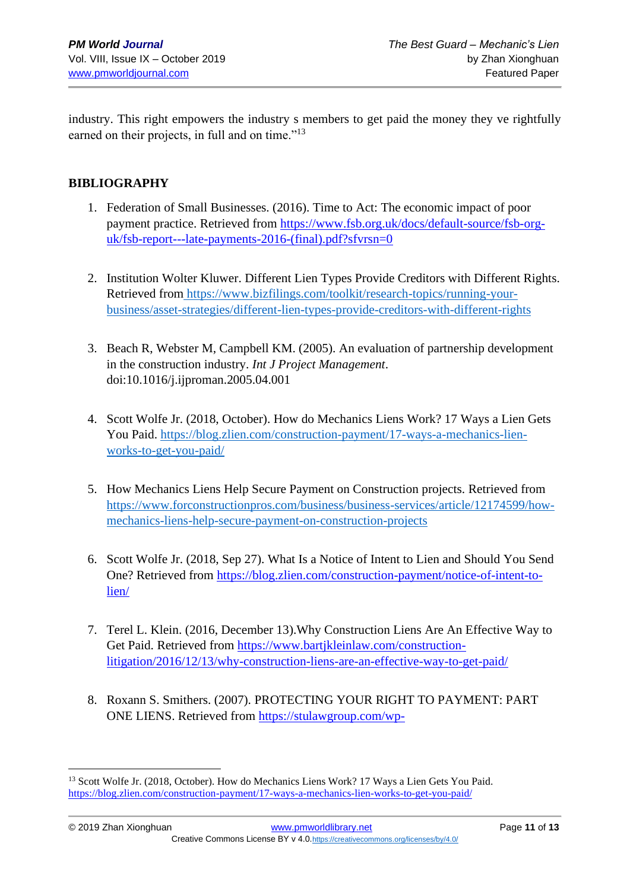industry. This right empowers the industry s members to get paid the money they ve rightfully earned on their projects, in full and on time."[13]

**BIBLIOGRAPHY**

1. Federation of Small Businesses. (2016). Time to Act: The economic impact of poor payment practice. Retrieved from https://www.fsb.org.uk/docs/default-source/fsb-org-uk/fsb-report---late-payments-2016-(final).pdf?sfvrsn=0

2. Institution Wolter Kluwer. Different Lien Types Provide Creditors with Different Rights. Retrieved from https://www.bizfilings.com/toolkit/research-topics/running-your-business/asset-strategies/different-lien-types-provide-creditors-with-different-rights

3. Beach R, Webster M, Campbell KM. (2005). An evaluation of partnership development in the construction industry. *Int J Project Management*. doi:10.1016/j.ijproman.2005.04.001

4. Scott Wolfe Jr. (2018, October). How do Mechanics Liens Work? 17 Ways a Lien Gets You Paid. https://blog.zlien.com/construction-payment/17-ways-a-mechanics-lien-works-to-get-you-paid/

5. How Mechanics Liens Help Secure Payment on Construction projects. Retrieved from https://www.forconstructionpros.com/business/business-services/article/12174599/how-mechanics-liens-help-secure-payment-on-construction-projects

6. Scott Wolfe Jr. (2018, Sep 27). What Is a Notice of Intent to Lien and Should You Send One? Retrieved from https://blog.zlien.com/construction-payment/notice-of-intent-to-lien/

7. Terel L. Klein. (2016, December 13).Why Construction Liens Are An Effective Way to Get Paid. Retrieved from https://www.bartjkleinlaw.com/construction-litigation/2016/12/13/why-construction-liens-are-an-effective-way-to-get-paid/

8. Roxann S. Smithers. (2007). PROTECTING YOUR RIGHT TO PAYMENT: PART ONE LIENS. Retrieved from https://stulawgroup.com/wp-

---

[13] Scott Wolfe Jr. (2018, October). How do Mechanics Liens Work? 17 Ways a Lien Gets You Paid. https://blog.zlien.com/construction-payment/17-ways-a-mechanics-lien-works-to-get-you-paid/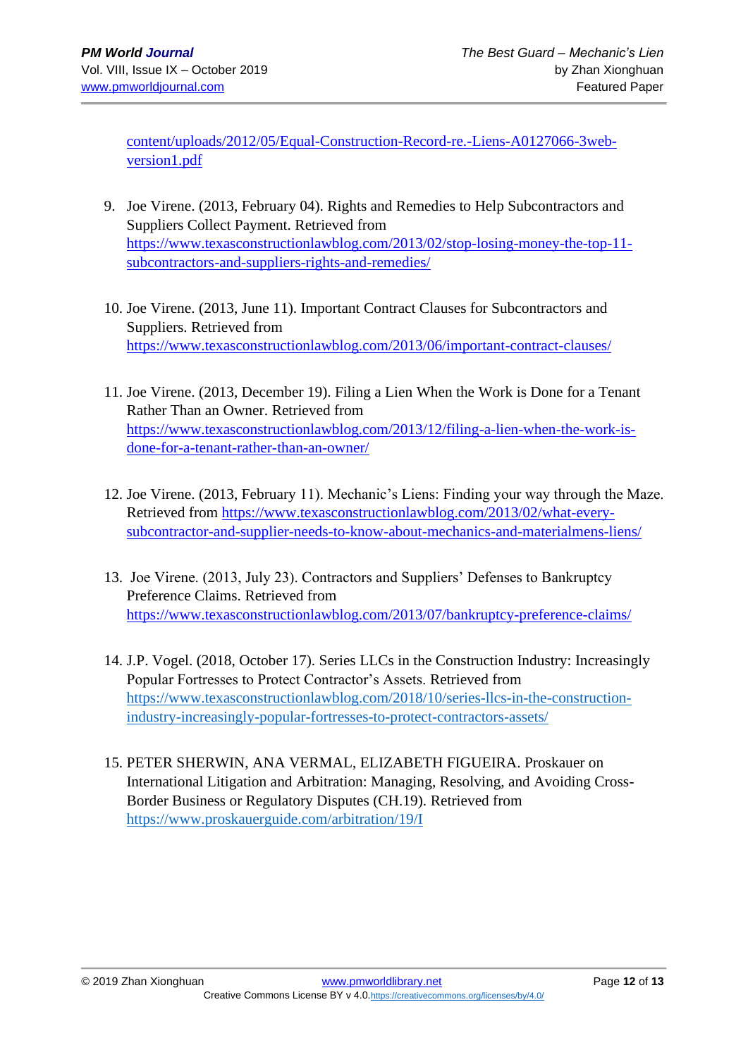content/uploads/2012/05/Equal-Construction-Record-re.-Liens-A0127066-3web-version1.pdf

9. Joe Virene. (2013, February 04). Rights and Remedies to Help Subcontractors and Suppliers Collect Payment. Retrieved from https://www.texasconstructionlawblog.com/2013/02/stop-losing-money-the-top-11-subcontractors-and-suppliers-rights-and-remedies/

10. Joe Virene. (2013, June 11). Important Contract Clauses for Subcontractors and Suppliers. Retrieved from https://www.texasconstructionlawblog.com/2013/06/important-contract-clauses/

11. Joe Virene. (2013, December 19). Filing a Lien When the Work is Done for a Tenant Rather Than an Owner. Retrieved from https://www.texasconstructionlawblog.com/2013/12/filing-a-lien-when-the-work-is-done-for-a-tenant-rather-than-an-owner/

12. Joe Virene. (2013, February 11). Mechanic's Liens: Finding your way through the Maze. Retrieved from https://www.texasconstructionlawblog.com/2013/02/what-every-subcontractor-and-supplier-needs-to-know-about-mechanics-and-materialmens-liens/

13. Joe Virene. (2013, July 23). Contractors and Suppliers' Defenses to Bankruptcy Preference Claims. Retrieved from https://www.texasconstructionlawblog.com/2013/07/bankruptcy-preference-claims/

14. J.P. Vogel. (2018, October 17). Series LLCs in the Construction Industry: Increasingly Popular Fortresses to Protect Contractor's Assets. Retrieved from https://www.texasconstructionlawblog.com/2018/10/series-llcs-in-the-construction-industry-increasingly-popular-fortresses-to-protect-contractors-assets/

15. PETER SHERWIN, ANA VERMAL, ELIZABETH FIGUEIRA. Proskauer on International Litigation and Arbitration: Managing, Resolving, and Avoiding Cross-Border Business or Regulatory Disputes (CH.19). Retrieved from https://www.proskauerguide.com/arbitration/19/I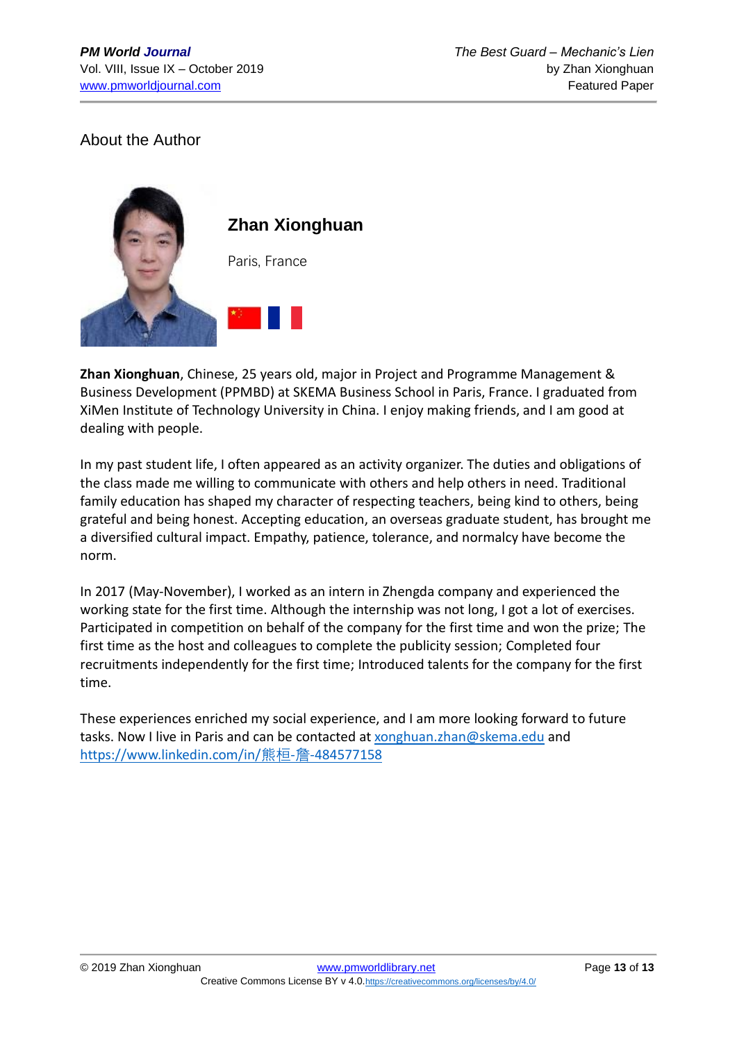## About the Author

### Zhan Xionghuan

Paris, France

**Zhan Xionghuan**, Chinese, 25 years old, major in Project and Programme Management & Business Development (PPMBD) at SKEMA Business School in Paris, France. I graduated from XiMen Institute of Technology University in China. I enjoy making friends, and I am good at dealing with people.

In my past student life, I often appeared as an activity organizer. The duties and obligations of the class made me willing to communicate with others and help others in need. Traditional family education has shaped my character of respecting teachers, being kind to others, being grateful and being honest. Accepting education, an overseas graduate student, has brought me a diversified cultural impact. Empathy, patience, tolerance, and normalcy have become the norm.

In 2017 (May-November), I worked as an intern in Zhengda company and experienced the working state for the first time. Although the internship was not long, I got a lot of exercises. Participated in competition on behalf of the company for the first time and won the prize; The first time as the host and colleagues to complete the publicity session; Completed four recruitments independently for the first time; Introduced talents for the company for the first time.

These experiences enriched my social experience, and I am more looking forward to future tasks. Now I live in Paris and can be contacted at xonghuan.zhan@skema.edu and https://www.linkedin.com/in/熊桓-詹-484577158